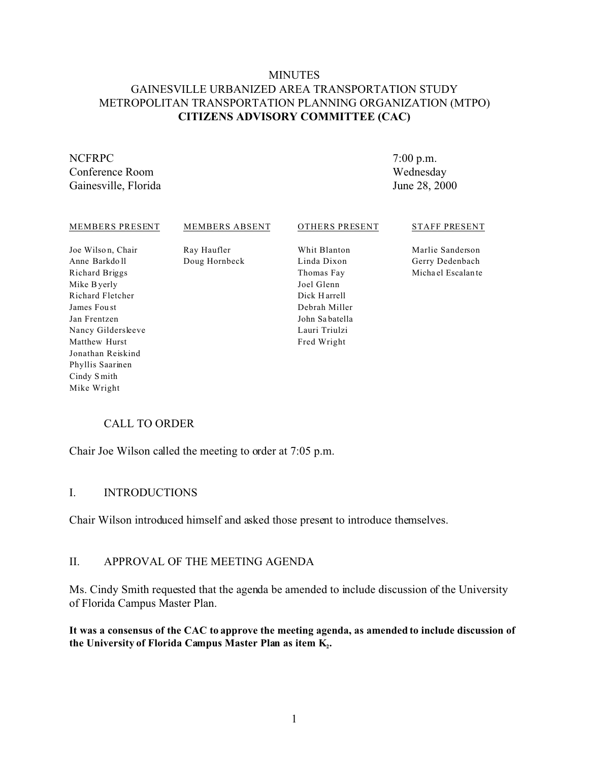# MINUTES
# GAINESVILLE URBANIZED AREA TRANSPORTATION STUDY
# METROPOLITAN TRANSPORTATION PLANNING ORGANIZATION (MTPO)
# **CITIZENS ADVISORY COMMITTEE (CAC)**

NCFRPC
Conference Room
Gainesville, Florida

7:00 p.m.
Wednesday
June 28, 2000

| MEMBERS PRESENT | MEMBERS ABSENT | OTHERS PRESENT | STAFF PRESENT |
|---|---|---|---|
| Joe Wilson, Chair | Ray Haufler | Whit Blanton | Marlie Sanderson |
| Anne Barkdoll | Doug Hornbeck | Linda Dixon | Gerry Dedenbach |
| Richard Briggs | | Thomas Fay | Michael Escalante |
| Mike Byerly | | Joel Glenn | |
| Richard Fletcher | | Dick Harrell | |
| James Foust | | Debrah Miller | |
| Jan Frentzen | | John Sabatella | |
| Nancy Gildersleeve | | Lauri Triulzi | |
| Matthew Hurst | | Fred Wright | |
| Jonathan Reiskind | | | |
| Phyllis Saarinen | | | |
| Cindy Smith | | | |
| Mike Wright | | | |

## CALL TO ORDER

Chair Joe Wilson called the meeting to order at 7:05 p.m.

## I. INTRODUCTIONS

Chair Wilson introduced himself and asked those present to introduce themselves.

## II. APPROVAL OF THE MEETING AGENDA

Ms. Cindy Smith requested that the agenda be amended to include discussion of the University of Florida Campus Master Plan.

**It was a consensus of the CAC to approve the meeting agenda, as amended to include discussion of the University of Florida Campus Master Plan as item $K_2$.**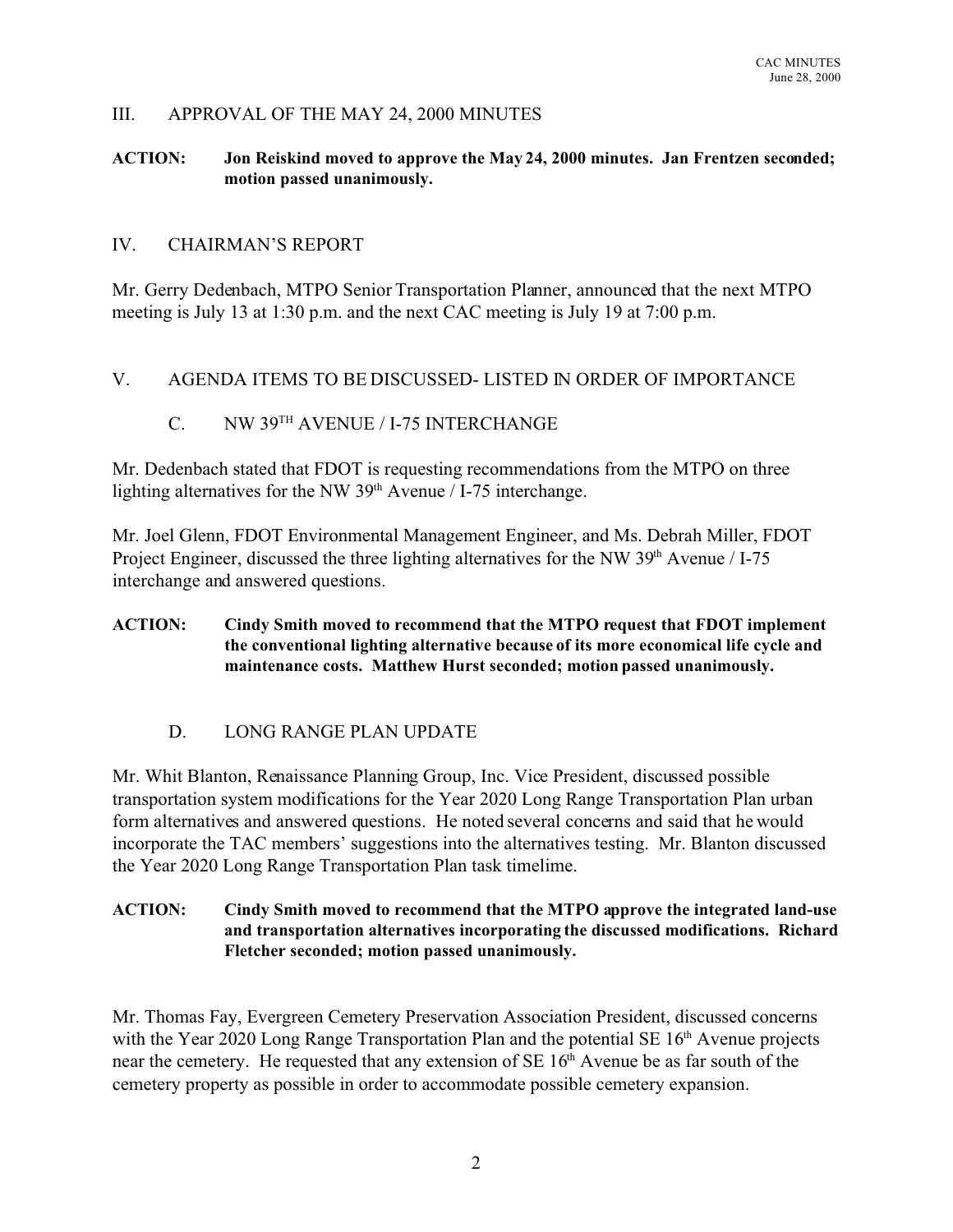## III. APPROVAL OF THE MAY 24, 2000 MINUTES

**ACTION: Jon Reiskind moved to approve the May 24, 2000 minutes. Jan Frentzen seconded; motion passed unanimously.**

## IV. CHAIRMAN'S REPORT

Mr. Gerry Dedenbach, MTPO Senior Transportation Planner, announced that the next MTPO meeting is July 13 at 1:30 p.m. and the next CAC meeting is July 19 at 7:00 p.m.

## V. AGENDA ITEMS TO BE DISCUSSED- LISTED IN ORDER OF IMPORTANCE

### C. NW 39TH AVENUE / I-75 INTERCHANGE

Mr. Dedenbach stated that FDOT is requesting recommendations from the MTPO on three lighting alternatives for the NW 39th Avenue / I-75 interchange.

Mr. Joel Glenn, FDOT Environmental Management Engineer, and Ms. Debrah Miller, FDOT Project Engineer, discussed the three lighting alternatives for the NW 39th Avenue / I-75 interchange and answered questions.

**ACTION: Cindy Smith moved to recommend that the MTPO request that FDOT implement the conventional lighting alternative because of its more economical life cycle and maintenance costs. Matthew Hurst seconded; motion passed unanimously.**

### D. LONG RANGE PLAN UPDATE

Mr. Whit Blanton, Renaissance Planning Group, Inc. Vice President, discussed possible transportation system modifications for the Year 2020 Long Range Transportation Plan urban form alternatives and answered questions. He noted several concerns and said that he would incorporate the TAC members' suggestions into the alternatives testing. Mr. Blanton discussed the Year 2020 Long Range Transportation Plan task timelime.

**ACTION: Cindy Smith moved to recommend that the MTPO approve the integrated land-use and transportation alternatives incorporating the discussed modifications. Richard Fletcher seconded; motion passed unanimously.**

Mr. Thomas Fay, Evergreen Cemetery Preservation Association President, discussed concerns with the Year 2020 Long Range Transportation Plan and the potential SE 16th Avenue projects near the cemetery. He requested that any extension of SE 16th Avenue be as far south of the cemetery property as possible in order to accommodate possible cemetery expansion.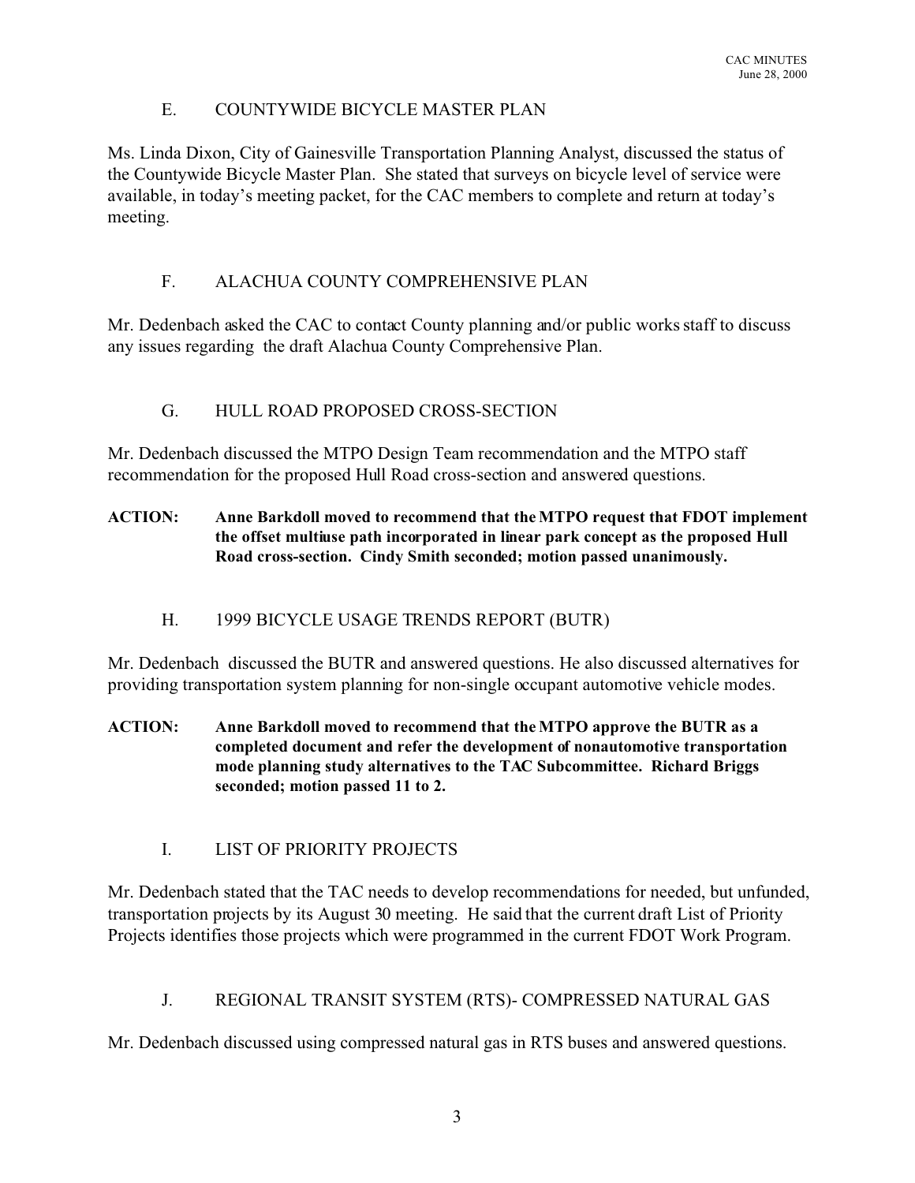## E. COUNTYWIDE BICYCLE MASTER PLAN

Ms. Linda Dixon, City of Gainesville Transportation Planning Analyst, discussed the status of the Countywide Bicycle Master Plan. She stated that surveys on bicycle level of service were available, in today's meeting packet, for the CAC members to complete and return at today's meeting.

## F. ALACHUA COUNTY COMPREHENSIVE PLAN

Mr. Dedenbach asked the CAC to contact County planning and/or public works staff to discuss any issues regarding the draft Alachua County Comprehensive Plan.

## G. HULL ROAD PROPOSED CROSS-SECTION

Mr. Dedenbach discussed the MTPO Design Team recommendation and the MTPO staff recommendation for the proposed Hull Road cross-section and answered questions.

**ACTION: Anne Barkdoll moved to recommend that the MTPO request that FDOT implement the offset multiuse path incorporated in linear park concept as the proposed Hull Road cross-section. Cindy Smith seconded; motion passed unanimously.**

## H. 1999 BICYCLE USAGE TRENDS REPORT (BUTR)

Mr. Dedenbach discussed the BUTR and answered questions. He also discussed alternatives for providing transportation system planning for non-single occupant automotive vehicle modes.

**ACTION: Anne Barkdoll moved to recommend that the MTPO approve the BUTR as a completed document and refer the development of nonautomotive transportation mode planning study alternatives to the TAC Subcommittee. Richard Briggs seconded; motion passed 11 to 2.**

## I. LIST OF PRIORITY PROJECTS

Mr. Dedenbach stated that the TAC needs to develop recommendations for needed, but unfunded, transportation projects by its August 30 meeting. He said that the current draft List of Priority Projects identifies those projects which were programmed in the current FDOT Work Program.

## J. REGIONAL TRANSIT SYSTEM (RTS)- COMPRESSED NATURAL GAS

Mr. Dedenbach discussed using compressed natural gas in RTS buses and answered questions.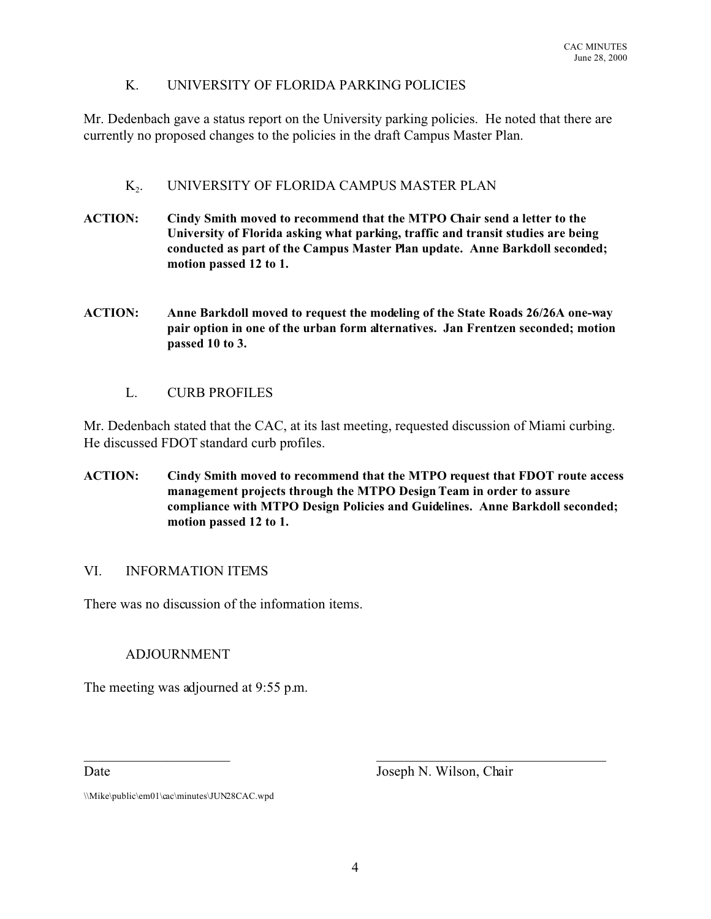## K. UNIVERSITY OF FLORIDA PARKING POLICIES

Mr. Dedenbach gave a status report on the University parking policies. He noted that there are currently no proposed changes to the policies in the draft Campus Master Plan.

## $K_2$. UNIVERSITY OF FLORIDA CAMPUS MASTER PLAN

**ACTION: Cindy Smith moved to recommend that the MTPO Chair send a letter to the University of Florida asking what parking, traffic and transit studies are being conducted as part of the Campus Master Plan update. Anne Barkdoll seconded; motion passed 12 to 1.**

**ACTION: Anne Barkdoll moved to request the modeling of the State Roads 26/26A one-way pair option in one of the urban form alternatives. Jan Frentzen seconded; motion passed 10 to 3.**

## L. CURB PROFILES

Mr. Dedenbach stated that the CAC, at its last meeting, requested discussion of Miami curbing. He discussed FDOT standard curb profiles.

**ACTION: Cindy Smith moved to recommend that the MTPO request that FDOT route access management projects through the MTPO Design Team in order to assure compliance with MTPO Design Policies and Guidelines. Anne Barkdoll seconded; motion passed 12 to 1.**

## VI. INFORMATION ITEMS

There was no discussion of the information items.

## ADJOURNMENT

The meeting was adjourned at 9:55 p.m.

______________________ ______________________

Date Joseph N. Wilson, Chair

\\Mike\public\em01\cac\minutes\JUN28CAC.wpd